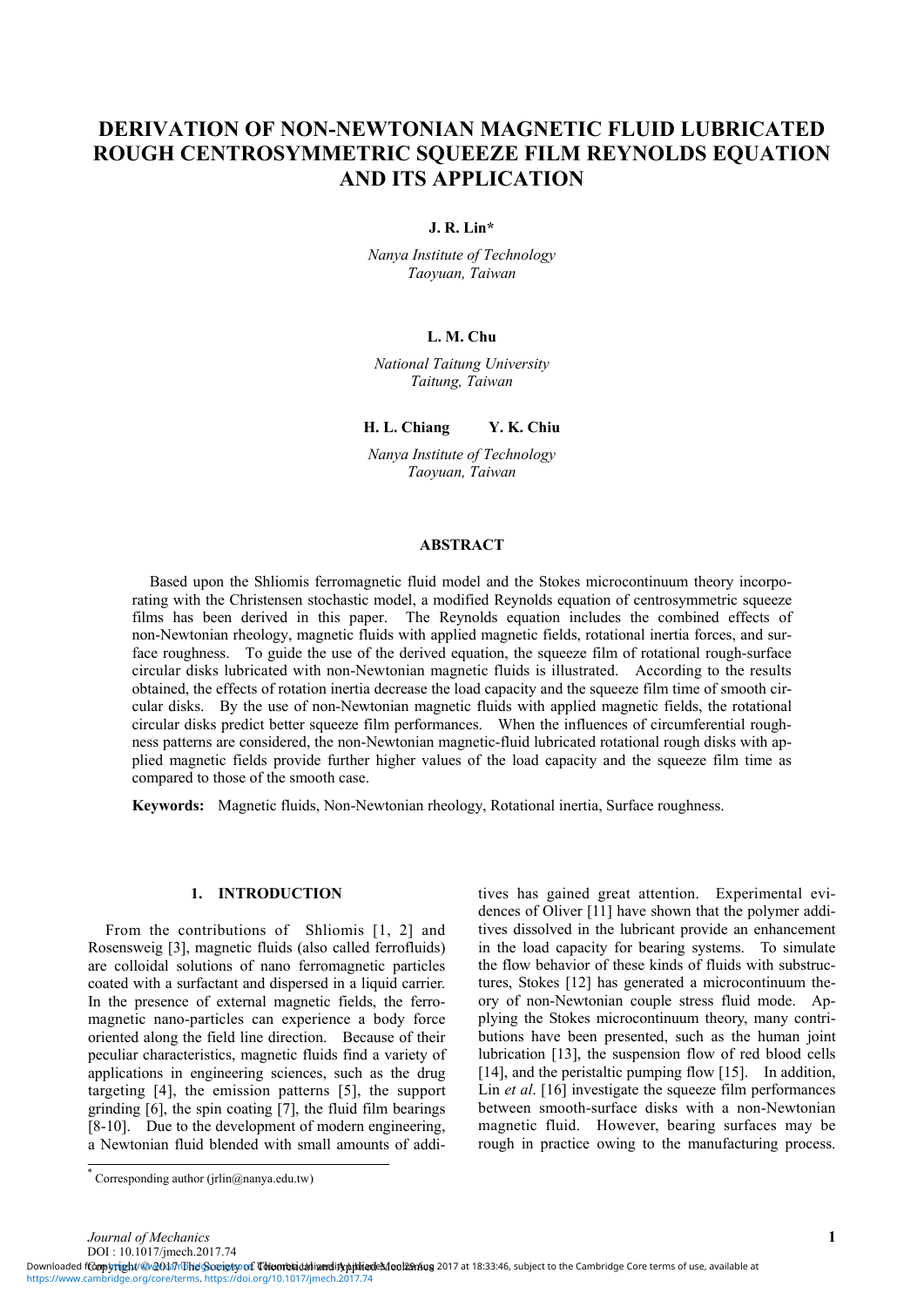# DERIVATION OF NON-NEWTONIAN MAGNETIC FLUID LUBRICATED ROUGH CENTROSYMMETRIC SQUEEZE FILM REYNOLDS EQUATION AND ITS APPLICATION

**J. R. Lin***

*Nanya Institute of Technology*
*Taoyuan, Taiwan*

**L. M. Chu**

*National Taitung University*
*Taitung, Taiwan*

**H. L. Chiang Y. K. Chiu**

*Nanya Institute of Technology*
*Taoyuan, Taiwan*

## ABSTRACT

Based upon the Shliomis ferromagnetic fluid model and the Stokes microcontinuum theory incorporating with the Christensen stochastic model, a modified Reynolds equation of centrosymmetric squeeze films has been derived in this paper. The Reynolds equation includes the combined effects of non-Newtonian rheology, magnetic fluids with applied magnetic fields, rotational inertia forces, and surface roughness. To guide the use of the derived equation, the squeeze film of rotational rough-surface circular disks lubricated with non-Newtonian magnetic fluids is illustrated. According to the results obtained, the effects of rotation inertia decrease the load capacity and the squeeze film time of smooth circular disks. By the use of non-Newtonian magnetic fluids with applied magnetic fields, the rotational circular disks predict better squeeze film performances. When the influences of circumferential roughness patterns are considered, the non-Newtonian magnetic-fluid lubricated rotational rough disks with applied magnetic fields provide further higher values of the load capacity and the squeeze film time as compared to those of the smooth case.

**Keywords:** Magnetic fluids, Non-Newtonian rheology, Rotational inertia, Surface roughness.

## 1. INTRODUCTION

From the contributions of Shliomis [1, 2] and Rosensweig [3], magnetic fluids (also called ferrofluids) are colloidal solutions of nano ferromagnetic particles coated with a surfactant and dispersed in a liquid carrier. In the presence of external magnetic fields, the ferromagnetic nano-particles can experience a body force oriented along the field line direction. Because of their peculiar characteristics, magnetic fluids find a variety of applications in engineering sciences, such as the drug targeting [4], the emission patterns [5], the support grinding [6], the spin coating [7], the fluid film bearings [8-10]. Due to the development of modern engineering, a Newtonian fluid blended with small amounts of additives has gained great attention. Experimental evidences of Oliver [11] have shown that the polymer additives dissolved in the lubricant provide an enhancement in the load capacity for bearing systems. To simulate the flow behavior of these kinds of fluids with substructures, Stokes [12] has generated a microcontinuum theory of non-Newtonian couple stress fluid mode. Applying the Stokes microcontinuum theory, many contributions have been presented, such as the human joint lubrication [13], the suspension flow of red blood cells [14], and the peristaltic pumping flow [15]. In addition, Lin *et al*. [16] investigate the squeeze film performances between smooth-surface disks with a non-Newtonian magnetic fluid. However, bearing surfaces may be rough in practice owing to the manufacturing process.

* Corresponding author (jrlin@nanya.edu.tw)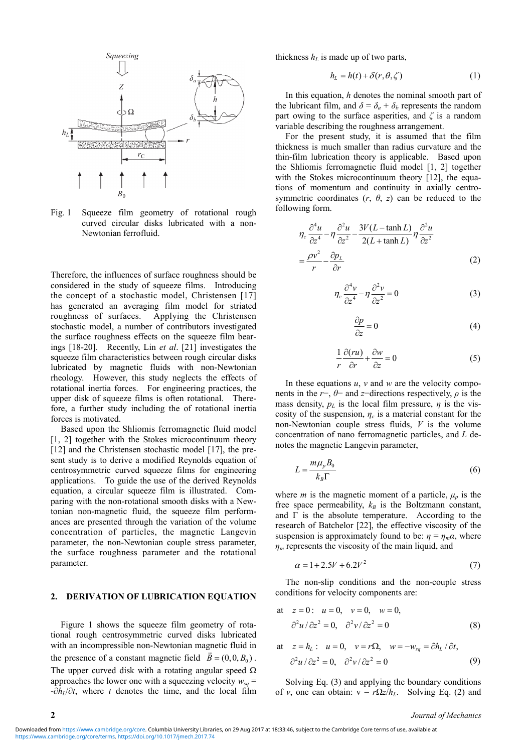Fig. 1 Squeeze film geometry of rotational rough curved circular disks lubricated with a non-Newtonian ferrofluid.

Therefore, the influences of surface roughness should be considered in the study of squeeze films. Introducing the concept of a stochastic model, Christensen [17] has generated an averaging film model for striated roughness of surfaces. Applying the Christensen stochastic model, a number of contributors investigated the surface roughness effects on the squeeze film bearings [18-20]. Recently, Lin *et al*. [21] investigates the squeeze film characteristics between rough circular disks lubricated by magnetic fluids with non-Newtonian rheology. However, this study neglects the effects of rotational inertia forces. For engineering practices, the upper disk of squeeze films is often rotational. Therefore, a further study including the of rotational inertia forces is motivated.

Based upon the Shliomis ferromagnetic fluid model [1, 2] together with the Stokes microcontinuum theory [12] and the Christensen stochastic model [17], the present study is to derive a modified Reynolds equation of centrosymmetric curved squeeze films for engineering applications. To guide the use of the derived Reynolds equation, a circular squeeze film is illustrated. Comparing with the non-rotational smooth disks with a Newtonian non-magnetic fluid, the squeeze film performances are presented through the variation of the volume concentration of particles, the magnetic Langevin parameter, the non-Newtonian couple stress parameter, the surface roughness parameter and the rotational parameter.

## 2. DERIVATION OF LUBRICATION EQUATION

Figure 1 shows the squeeze film geometry of rotational rough centrosymmetric curved disks lubricated with an incompressible non-Newtonian magnetic fluid in the presence of a constant magnetic field $\vec{B} = (0, 0, B_0)$. The upper curved disk with a rotating angular speed $\Omega$ approaches the lower one with a squeezing velocity $w_{sq} = -\partial h_L/\partial t$, where $t$ denotes the time, and the local film thickness $h_L$ is made up of two parts,

$$h_L = h(t) + \delta(r, \theta, \zeta) \tag{1}$$

In this equation, $h$ denotes the nominal smooth part of the lubricant film, and $\delta = \delta_a + \delta_b$ represents the random part owing to the surface asperities, and $\zeta$ is a random variable describing the roughness arrangement.

For the present study, it is assumed that the film thickness is much smaller than radius curvature and the thin-film lubrication theory is applicable. Based upon the Shliomis ferromagnetic fluid model [1, 2] together with the Stokes microcontinuum theory [12], the equations of momentum and continuity in axially centrosymmetric coordinates $(r, \theta, z)$ can be reduced to the following form.

$$\eta_c \frac{\partial^4 u}{\partial z^4} - \eta \frac{\partial^2 u}{\partial z^2} - \frac{3V(L - \tanh L)}{2(L + \tanh L)} \eta \frac{\partial^2 u}{\partial z^2} = \frac{\rho v^2}{r} - \frac{\partial p_L}{\partial r} \tag{2}$$

$$\eta_c \frac{\partial^4 v}{\partial z^4} - \eta \frac{\partial^2 v}{\partial z^2} = 0 \tag{3}$$

$$\frac{\partial p}{\partial z} = 0 \tag{4}$$

$$\frac{1}{r}\frac{\partial (ru)}{\partial r} + \frac{\partial w}{\partial z} = 0 \tag{5}$$

In these equations $u$, $v$ and $w$ are the velocity components in the $r-$, $\theta-$ and $z-$directions respectively, $\rho$ is the mass density, $p_L$ is the local film pressure, $\eta$ is the viscosity of the suspension, $\eta_c$ is a material constant for the non-Newtonian couple stress fluids, $V$ is the volume concentration of nano ferromagnetic particles, and $L$ denotes the magnetic Langevin parameter,

$$L = \frac{m \mu_p B_0}{k_B \Gamma} \tag{6}$$

where $m$ is the magnetic moment of a particle, $\mu_p$ is the free space permeability, $k_B$ is the Boltzmann constant, and $\Gamma$ is the absolute temperature. According to the research of Batchelor [22], the effective viscosity of the suspension is approximately found to be: $\eta = \eta_m \alpha$, where $\eta_m$ represents the viscosity of the main liquid, and

$$\alpha = 1 + 2.5V + 6.2V^2 \tag{7}$$

The non-slip conditions and the non-couple stress conditions for velocity components are:

$$\text{at} \quad z = 0: \quad u = 0, \quad v = 0, \quad w = 0, \quad \partial^2 u/\partial z^2 = 0, \quad \partial^2 v/\partial z^2 = 0 \tag{8}$$

$$\text{at} \quad z = h_L: \quad u = 0, \quad v = r\Omega, \quad w = -w_{sq} = \partial h_L/\partial t, \quad \partial^2 u/\partial z^2 = 0, \quad \partial^2 v/\partial z^2 = 0 \tag{9}$$

Solving Eq. (3) and applying the boundary conditions of $v$, one can obtain: $v = r\Omega z/h_L$. Solving Eq. (2) and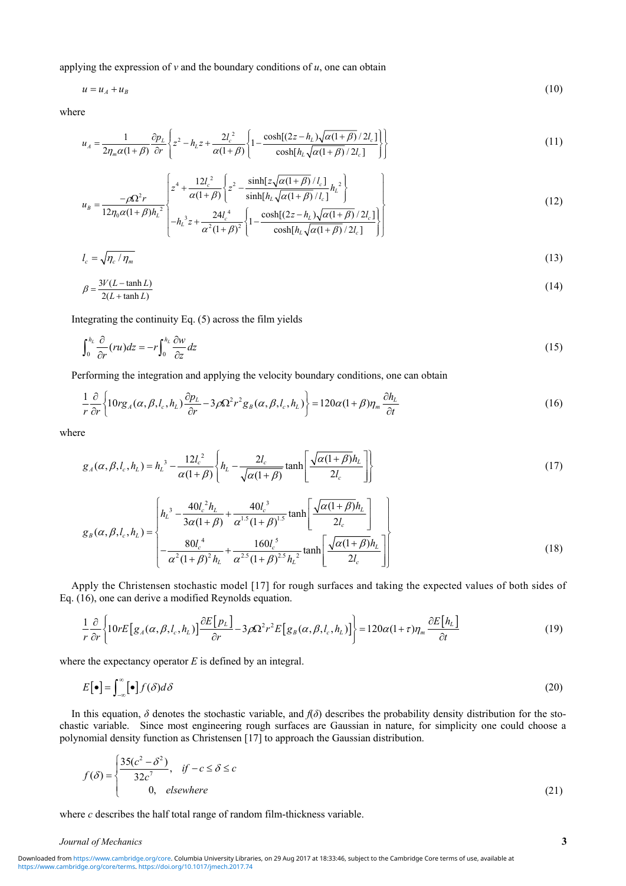applying the expression of $v$ and the boundary conditions of $u$, one can obtain

$$u = u_A + u_B \tag{10}$$

where

$$u_A = \frac{1}{2\eta_m \alpha(1+\beta)} \frac{\partial p_L}{\partial r} \left\{ z^2 - h_L z + \frac{2l_c^2}{\alpha(1+\beta)} \left\{ 1 - \frac{\cosh[(2z-h_L)\sqrt{\alpha(1+\beta)}/2l_c]}{\cosh[h_L\sqrt{\alpha(1+\beta)}/2l_c]} \right\} \right\} \tag{11}$$

$$u_B = \frac{-\rho\Omega^2 r}{12\eta_0 \alpha(1+\beta) h_L^2} \left\{ \begin{aligned} & z^4 + \frac{12l_c^2}{\alpha(1+\beta)} \left\{ z^2 - \frac{\sinh[z\sqrt{\alpha(1+\beta)}/l_c]}{\sinh[h_L\sqrt{\alpha(1+\beta)}/l_c]} h_L^2 \right\} \\ & -h_L^3 z + \frac{24l_c^4}{\alpha^2(1+\beta)^2} \left\{ 1 - \frac{\cosh[(2z-h_L)\sqrt{\alpha(1+\beta)}/2l_c]}{\cosh[h_L\sqrt{\alpha(1+\beta)}/2l_c]} \right\} \end{aligned} \right\} \tag{12}$$

$$l_c = \sqrt{\eta_c / \eta_m} \tag{13}$$

$$\beta = \frac{3V(L - \tanh L)}{2(L + \tanh L)} \tag{14}$$

Integrating the continuity Eq. (5) across the film yields

$$\int_0^{h_L} \frac{\partial}{\partial r}(ru)dz = -r\int_0^{h_L} \frac{\partial w}{\partial z} dz \tag{15}$$

Performing the integration and applying the velocity boundary conditions, one can obtain

$$\frac{1}{r}\frac{\partial}{\partial r}\left\{ 10rg_A(\alpha,\beta,l_c,h_L)\frac{\partial p_L}{\partial r} - 3\rho\Omega^2 r^2 g_B(\alpha,\beta,l_c,h_L) \right\} = 120\alpha(1+\beta)\eta_m \frac{\partial h_L}{\partial t} \tag{16}$$

where

$$g_A(\alpha,\beta,l_c,h_L) = h_L^3 - \frac{12l_c^2}{\alpha(1+\beta)} \left\{ h_L - \frac{2l_c}{\sqrt{\alpha(1+\beta)}} \tanh\left[ \frac{\sqrt{\alpha(1+\beta)}h_L}{2l_c} \right] \right\} \tag{17}$$

$$g_B(\alpha,\beta,l_c,h_L) = \left\{ \begin{aligned} & h_L^3 - \frac{40l_c^2 h_L}{3\alpha(1+\beta)} + \frac{40l_c^3}{\alpha^{1.5}(1+\beta)^{1.5}} \tanh\left[ \frac{\sqrt{\alpha(1+\beta)}h_L}{2l_c} \right] \\ & -\frac{80l_c^4}{\alpha^2(1+\beta)^2 h_L} + \frac{160l_c^5}{\alpha^{2.5}(1+\beta)^{2.5} h_L^2} \tanh\left[ \frac{\sqrt{\alpha(1+\beta)}h_L}{2l_c} \right] \end{aligned} \right\} \tag{18}$$

Apply the Christensen stochastic model [17] for rough surfaces and taking the expected values of both sides of Eq. (16), one can derive a modified Reynolds equation.

$$\frac{1}{r}\frac{\partial}{\partial r}\left\{ 10rE\left[g_A(\alpha,\beta,l_c,h_L)\right]\frac{\partial E\left[p_L\right]}{\partial r} - 3\rho\Omega^2 r^2 E\left[g_B(\alpha,\beta,l_c,h_L)\right] \right\} = 120\alpha(1+\tau)\eta_m \frac{\partial E\left[h_L\right]}{\partial t} \tag{19}$$

where the expectancy operator $E$ is defined by an integral.

$$E\left[\bullet\right] = \int_{-\infty}^{\infty} \left[\bullet\right] f(\delta)d\delta \tag{20}$$

In this equation, $\delta$ denotes the stochastic variable, and $f(\delta)$ describes the probability density distribution for the stochastic variable. Since most engineering rough surfaces are Gaussian in nature, for simplicity one could choose a polynomial density function as Christensen [17] to approach the Gaussian distribution.

$$f(\delta) = \begin{cases} \dfrac{35(c^2-\delta^2)}{32c^7}, & if\ -c \le \delta \le c \\ 0, & elsewhere \end{cases} \tag{21}$$

where $c$ describes the half total range of random film-thickness variable.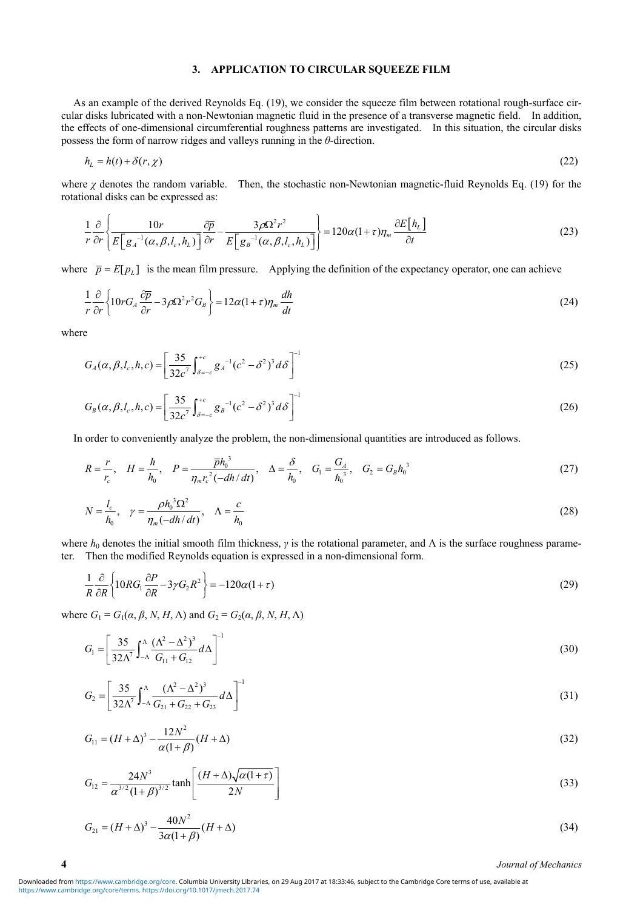## 3. APPLICATION TO CIRCULAR SQUEEZE FILM

As an example of the derived Reynolds Eq. (19), we consider the squeeze film between rotational rough-surface circular disks lubricated with a non-Newtonian magnetic fluid in the presence of a transverse magnetic field. In addition, the effects of one-dimensional circumferential roughness patterns are investigated. In this situation, the circular disks possess the form of narrow ridges and valleys running in the $\theta$-direction.

$$h_L = h(t) + \delta(r, \chi) \tag{22}$$

where $\chi$ denotes the random variable. Then, the stochastic non-Newtonian magnetic-fluid Reynolds Eq. (19) for the rotational disks can be expressed as:

$$\frac{1}{r}\frac{\partial}{\partial r}\left\{\frac{10r}{E\left[g_A^{-1}(\alpha,\beta,l_c,h_L)\right]}\frac{\partial \bar{p}}{\partial r} - \frac{3\rho\Omega^2 r^2}{E\left[g_B^{-1}(\alpha,\beta,l_c,h_L)\right]}\right\} = 120\alpha(1+\tau)\eta_m\frac{\partial E\left[h_L\right]}{\partial t} \tag{23}$$

where $\bar{p} = E[p_L]$ is the mean film pressure. Applying the definition of the expectancy operator, one can achieve

$$\frac{1}{r}\frac{\partial}{\partial r}\left\{10rG_A\frac{\partial \bar{p}}{\partial r} - 3\rho\Omega^2 r^2 G_B\right\} = 12\alpha(1+\tau)\eta_m\frac{dh}{dt} \tag{24}$$

where

$$G_A(\alpha,\beta,l_c,h,c) = \left[\frac{35}{32c^7}\int_{\delta=-c}^{+c} g_A^{-1}(c^2-\delta^2)^3\,d\delta\right]^{-1} \tag{25}$$

$$G_B(\alpha,\beta,l_c,h,c) = \left[\frac{35}{32c^7}\int_{\delta=-c}^{+c} g_B^{-1}(c^2-\delta^2)^3\,d\delta\right]^{-1} \tag{26}$$

In order to conveniently analyze the problem, the non-dimensional quantities are introduced as follows.

$$R = \frac{r}{r_c},\quad H = \frac{h}{h_0},\quad P = \frac{\bar{p}h_0^3}{\eta_m r_c^2(-dh/dt)},\quad \Delta = \frac{\delta}{h_0},\quad G_1 = \frac{G_A}{h_0^3},\quad G_2 = G_B h_0^3 \tag{27}$$

$$N = \frac{l_c}{h_0},\quad \gamma = \frac{\rho h_0^3\Omega^2}{\eta_m(-dh/dt)},\quad \Lambda = \frac{c}{h_0} \tag{28}$$

where $h_0$ denotes the initial smooth film thickness, $\gamma$ is the rotational parameter, and $\Lambda$ is the surface roughness parameter. Then the modified Reynolds equation is expressed in a non-dimensional form.

$$\frac{1}{R}\frac{\partial}{\partial R}\left\{10RG_1\frac{\partial P}{\partial R} - 3\gamma G_2 R^2\right\} = -120\alpha(1+\tau) \tag{29}$$

where $G_1 = G_1(\alpha, \beta, N, H, \Lambda)$ and $G_2 = G_2(\alpha, \beta, N, H, \Lambda)$

$$G_1 = \left[\frac{35}{32\Lambda^7}\int_{-\Lambda}^{\Lambda}\frac{(\Lambda^2-\Delta^2)^3}{G_{11}+G_{12}}\,d\Delta\right]^{-1} \tag{30}$$

$$G_2 = \left[\frac{35}{32\Lambda^7}\int_{-\Lambda}^{\Lambda}\frac{(\Lambda^2-\Delta^2)^3}{G_{21}+G_{22}+G_{23}}\,d\Delta\right]^{-1} \tag{31}$$

$$G_{11} = (H+\Delta)^3 - \frac{12N^2}{\alpha(1+\beta)}(H+\Delta) \tag{32}$$

$$G_{12} = \frac{24N^3}{\alpha^{3/2}(1+\beta)^{3/2}}\tanh\left[\frac{(H+\Delta)\sqrt{\alpha(1+\tau)}}{2N}\right] \tag{33}$$

$$G_{21} = (H+\Delta)^3 - \frac{40N^2}{3\alpha(1+\beta)}(H+\Delta) \tag{34}$$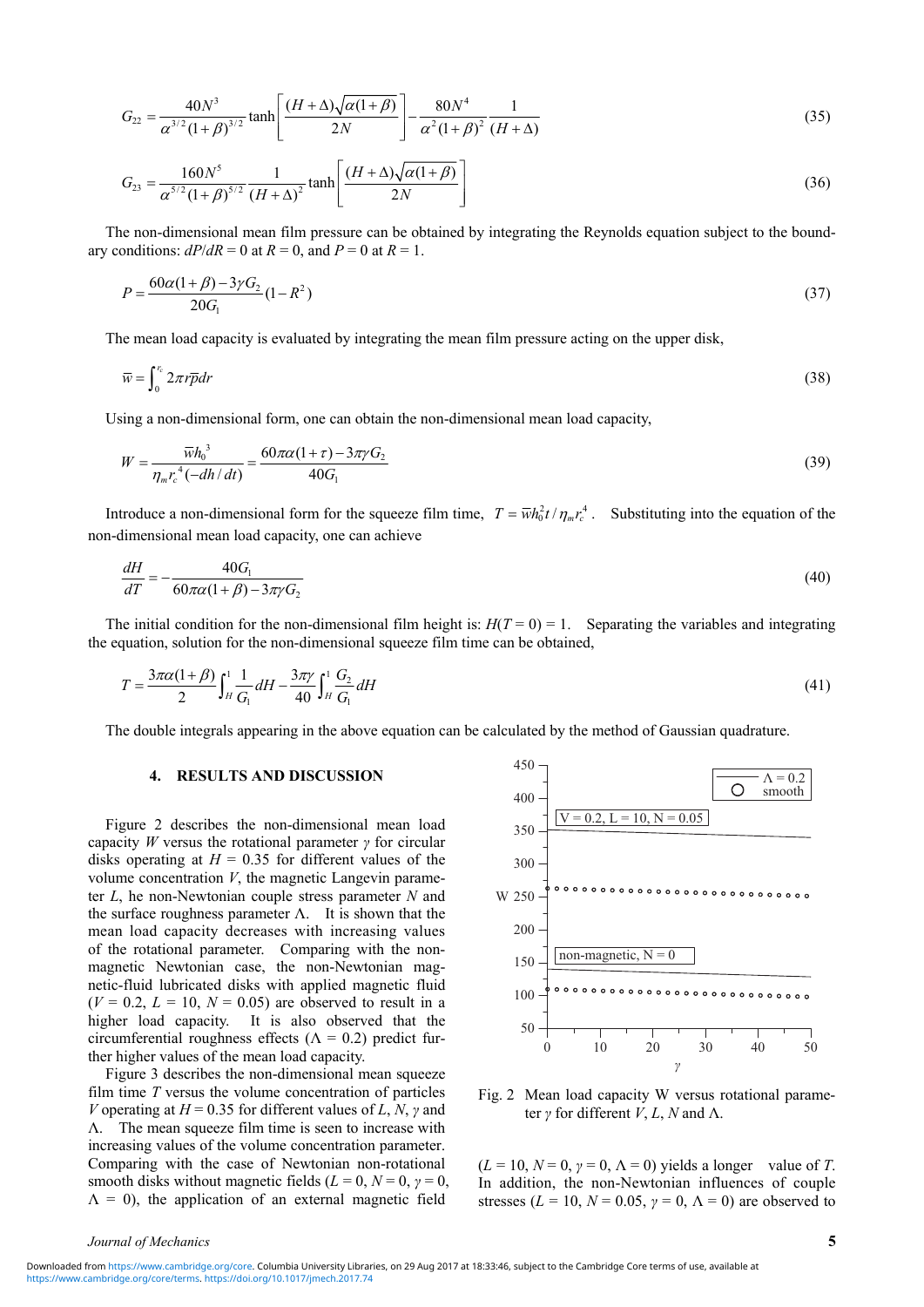$$G_{22} = \frac{40N^3}{\alpha^{3/2}(1+\beta)^{3/2}} \tanh\left[\frac{(H+\Delta)\sqrt{\alpha(1+\beta)}}{2N}\right] - \frac{80N^4}{\alpha^2(1+\beta)^2}\frac{1}{(H+\Delta)} \tag{35}$$

$$G_{23} = \frac{160N^5}{\alpha^{5/2}(1+\beta)^{5/2}} \frac{1}{(H+\Delta)^2} \tanh\left[\frac{(H+\Delta)\sqrt{\alpha(1+\beta)}}{2N}\right] \tag{36}$$

The non-dimensional mean film pressure can be obtained by integrating the Reynolds equation subject to the boundary conditions: $dP/dR = 0$ at $R = 0$, and $P = 0$ at $R = 1$.

$$P = \frac{60\alpha(1+\beta) - 3\gamma G_2}{20G_1}(1-R^2) \tag{37}$$

The mean load capacity is evaluated by integrating the mean film pressure acting on the upper disk,

$$\overline{w} = \int_0^{r_c} 2\pi r \overline{p} dr \tag{38}$$

Using a non-dimensional form, one can obtain the non-dimensional mean load capacity,

$$W = \frac{\overline{w}h_0^{\,3}}{\eta_m r_c^{\,4}(-dh/dt)} = \frac{60\pi\alpha(1+\tau) - 3\pi\gamma G_2}{40G_1} \tag{39}$$

Introduce a non-dimensional form for the squeeze film time, $T = \overline{w}h_0^2 t / \eta_m r_c^4$. Substituting into the equation of the non-dimensional mean load capacity, one can achieve

$$\frac{dH}{dT} = -\frac{40G_1}{60\pi\alpha(1+\beta) - 3\pi\gamma G_2} \tag{40}$$

The initial condition for the non-dimensional film height is: $H(T = 0) = 1$. Separating the variables and integrating the equation, solution for the non-dimensional squeeze film time can be obtained,

$$T = \frac{3\pi\alpha(1+\beta)}{2}\int_H^1 \frac{1}{G_1}dH - \frac{3\pi\gamma}{40}\int_H^1 \frac{G_2}{G_1}dH \tag{41}$$

The double integrals appearing in the above equation can be calculated by the method of Gaussian quadrature.

## 4. RESULTS AND DISCUSSION

Figure 2 describes the non-dimensional mean load capacity $W$ versus the rotational parameter $\gamma$ for circular disks operating at $H = 0.35$ for different values of the volume concentration $V$, the magnetic Langevin parameter $L$, he non-Newtonian couple stress parameter $N$ and the surface roughness parameter $\Lambda$. It is shown that the mean load capacity decreases with increasing values of the rotational parameter. Comparing with the non-magnetic Newtonian case, the non-Newtonian magnetic-fluid lubricated disks with applied magnetic fluid ($V = 0.2$, $L = 10$, $N = 0.05$) are observed to result in a higher load capacity. It is also observed that the circumferential roughness effects ($\Lambda = 0.2$) predict further higher values of the mean load capacity.

Fig. 2 Mean load capacity W versus rotational parameter $\gamma$ for different $V$, $L$, $N$ and $\Lambda$.

Figure 3 describes the non-dimensional mean squeeze film time $T$ versus the volume concentration of particles $V$ operating at $H = 0.35$ for different values of $L$, $N$, $\gamma$ and $\Lambda$. The mean squeeze film time is seen to increase with increasing values of the volume concentration parameter. Comparing with the case of Newtonian non-rotational smooth disks without magnetic fields ($L = 0$, $N = 0$, $\gamma = 0$, $\Lambda = 0$), the application of an external magnetic field ($L = 10$, $N = 0$, $\gamma = 0$, $\Lambda = 0$) yields a longer value of $T$. In addition, the non-Newtonian influences of couple stresses ($L = 10$, $N = 0.05$, $\gamma = 0$, $\Lambda = 0$) are observed to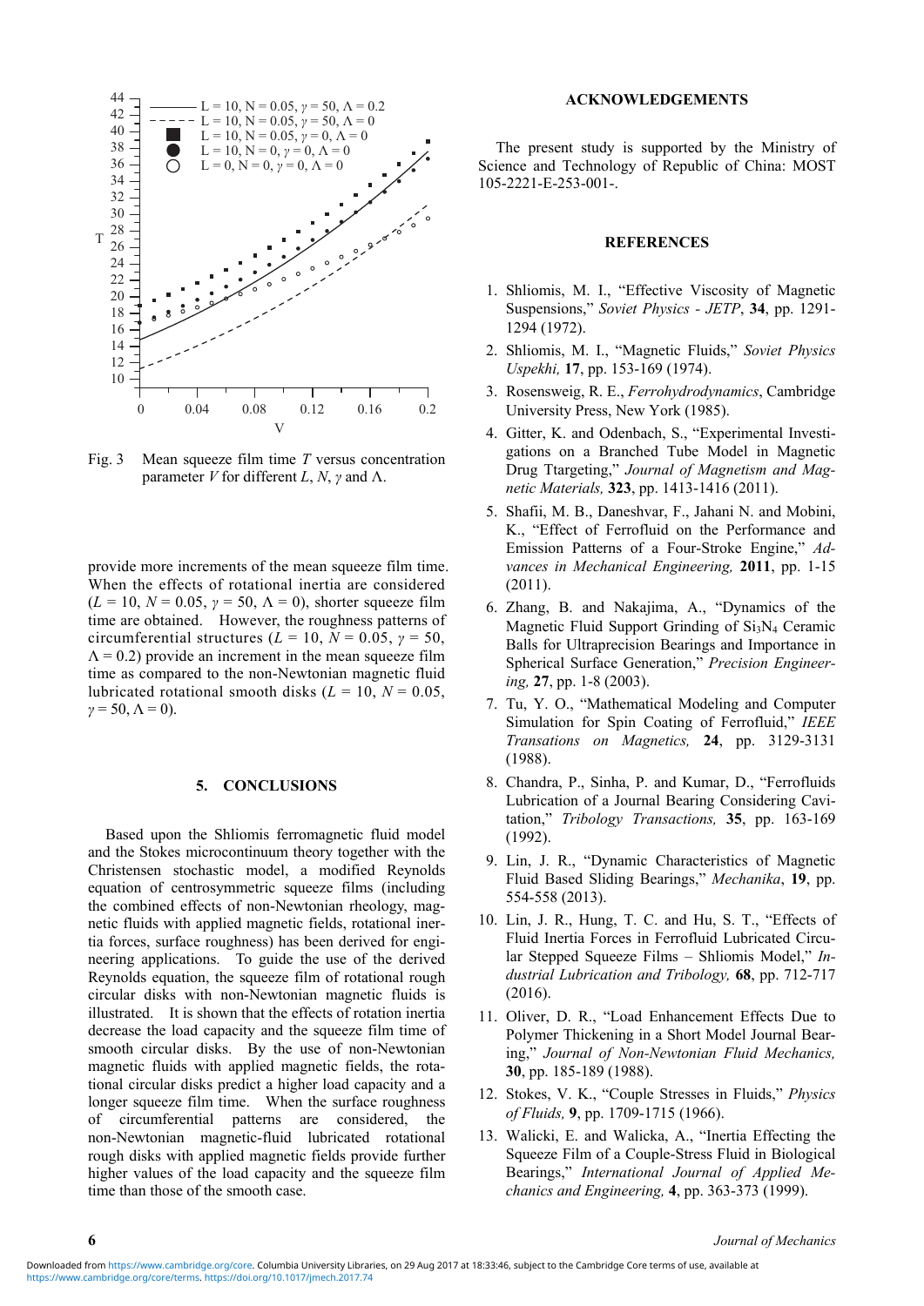Fig. 3 Mean squeeze film time $T$ versus concentration parameter $V$ for different $L$, $N$, $\gamma$ and $\Lambda$.

provide more increments of the mean squeeze film time. When the effects of rotational inertia are considered ($L$ = 10, $N$ = 0.05, $\gamma$ = 50, $\Lambda$ = 0), shorter squeeze film time are obtained. However, the roughness patterns of circumferential structures ($L$ = 10, $N$ = 0.05, $\gamma$ = 50, $\Lambda$ = 0.2) provide an increment in the mean squeeze film time as compared to the non-Newtonian magnetic fluid lubricated rotational smooth disks ($L$ = 10, $N$ = 0.05, $\gamma$ = 50, $\Lambda$ = 0).

## 5. CONCLUSIONS

Based upon the Shliomis ferromagnetic fluid model and the Stokes microcontinuum theory together with the Christensen stochastic model, a modified Reynolds equation of centrosymmetric squeeze films (including the combined effects of non-Newtonian rheology, magnetic fluids with applied magnetic fields, rotational inertia forces, surface roughness) has been derived for engineering applications. To guide the use of the derived Reynolds equation, the squeeze film of rotational rough circular disks with non-Newtonian magnetic fluids is illustrated. It is shown that the effects of rotation inertia decrease the load capacity and the squeeze film time of smooth circular disks. By the use of non-Newtonian magnetic fluids with applied magnetic fields, the rotational circular disks predict a higher load capacity and a longer squeeze film time. When the surface roughness of circumferential patterns are considered, the non-Newtonian magnetic-fluid lubricated rotational rough disks with applied magnetic fields provide further higher values of the load capacity and the squeeze film time than those of the smooth case.

## ACKNOWLEDGEMENTS

The present study is supported by the Ministry of Science and Technology of Republic of China: MOST 105-2221-E-253-001-.

## REFERENCES

1. Shliomis, M. I., "Effective Viscosity of Magnetic Suspensions," *Soviet Physics - JETP*, **34**, pp. 1291-1294 (1972).
2. Shliomis, M. I., "Magnetic Fluids," *Soviet Physics Uspekhi,* **17**, pp. 153-169 (1974).
3. Rosensweig, R. E., *Ferrohydrodynamics*, Cambridge University Press, New York (1985).
4. Gitter, K. and Odenbach, S., "Experimental Investigations on a Branched Tube Model in Magnetic Drug Ttargeting," *Journal of Magnetism and Magnetic Materials,* **323**, pp. 1413-1416 (2011).
5. Shafii, M. B., Daneshvar, F., Jahani N. and Mobini, K., "Effect of Ferrofluid on the Performance and Emission Patterns of a Four-Stroke Engine," *Advances in Mechanical Engineering,* **2011**, pp. 1-15 (2011).
6. Zhang, B. and Nakajima, A., "Dynamics of the Magnetic Fluid Support Grinding of $Si_3N_4$ Ceramic Balls for Ultraprecision Bearings and Importance in Spherical Surface Generation," *Precision Engineering,* **27**, pp. 1-8 (2003).
7. Tu, Y. O., "Mathematical Modeling and Computer Simulation for Spin Coating of Ferrofluid," *IEEE Transactions on Magnetics,* **24**, pp. 3129-3131 (1988).
8. Chandra, P., Sinha, P. and Kumar, D., "Ferrofluids Lubrication of a Journal Bearing Considering Cavitation," *Tribology Transactions,* **35**, pp. 163-169 (1992).
9. Lin, J. R., "Dynamic Characteristics of Magnetic Fluid Based Sliding Bearings," *Mechanika*, **19**, pp. 554-558 (2013).
10. Lin, J. R., Hung, T. C. and Hu, S. T., "Effects of Fluid Inertia Forces in Ferrofluid Lubricated Circular Stepped Squeeze Films – Shliomis Model," *Industrial Lubrication and Tribology,* **68**, pp. 712-717 (2016).
11. Oliver, D. R., "Load Enhancement Effects Due to Polymer Thickening in a Short Model Journal Bearing," *Journal of Non-Newtonian Fluid Mechanics,* **30**, pp. 185-189 (1988).
12. Stokes, V. K., "Couple Stresses in Fluids," *Physics of Fluids,* **9**, pp. 1709-1715 (1966).
13. Walicki, E. and Walicka, A., "Inertia Effecting the Squeeze Film of a Couple-Stress Fluid in Biological Bearings," *International Journal of Applied Mechanics and Engineering,* **4**, pp. 363-373 (1999).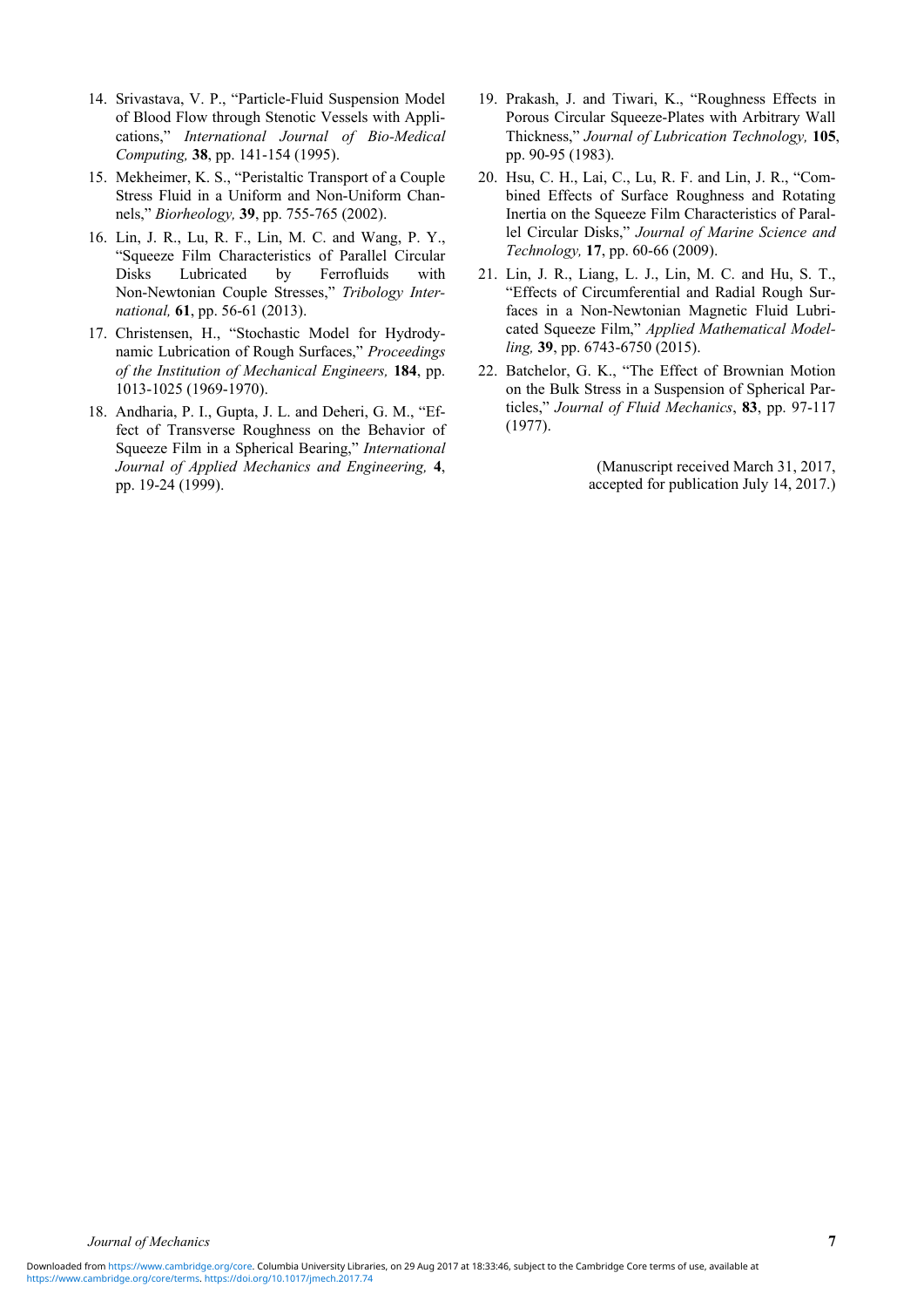14. Srivastava, V. P., "Particle-Fluid Suspension Model of Blood Flow through Stenotic Vessels with Applications," *International Journal of Bio-Medical Computing,* **38**, pp. 141-154 (1995).
15. Mekheimer, K. S., "Peristaltic Transport of a Couple Stress Fluid in a Uniform and Non-Uniform Channels," *Biorheology,* **39**, pp. 755-765 (2002).
16. Lin, J. R., Lu, R. F., Lin, M. C. and Wang, P. Y., "Squeeze Film Characteristics of Parallel Circular Disks Lubricated by Ferrofluids with Non-Newtonian Couple Stresses," *Tribology International,* **61**, pp. 56-61 (2013).
17. Christensen, H., "Stochastic Model for Hydrodynamic Lubrication of Rough Surfaces," *Proceedings of the Institution of Mechanical Engineers,* **184**, pp. 1013-1025 (1969-1970).
18. Andharia, P. I., Gupta, J. L. and Deheri, G. M., "Effect of Transverse Roughness on the Behavior of Squeeze Film in a Spherical Bearing," *International Journal of Applied Mechanics and Engineering,* **4**, pp. 19-24 (1999).
19. Prakash, J. and Tiwari, K., "Roughness Effects in Porous Circular Squeeze-Plates with Arbitrary Wall Thickness," *Journal of Lubrication Technology,* **105**, pp. 90-95 (1983).
20. Hsu, C. H., Lai, C., Lu, R. F. and Lin, J. R., "Combined Effects of Surface Roughness and Rotating Inertia on the Squeeze Film Characteristics of Parallel Circular Disks," *Journal of Marine Science and Technology,* **17**, pp. 60-66 (2009).
21. Lin, J. R., Liang, L. J., Lin, M. C. and Hu, S. T., "Effects of Circumferential and Radial Rough Surfaces in a Non-Newtonian Magnetic Fluid Lubricated Squeeze Film," *Applied Mathematical Modelling,* **39**, pp. 6743-6750 (2015).
22. Batchelor, G. K., "The Effect of Brownian Motion on the Bulk Stress in a Suspension of Spherical Particles," *Journal of Fluid Mechanics*, **83**, pp. 97-117 (1977).

(Manuscript received March 31, 2017, accepted for publication July 14, 2017.)